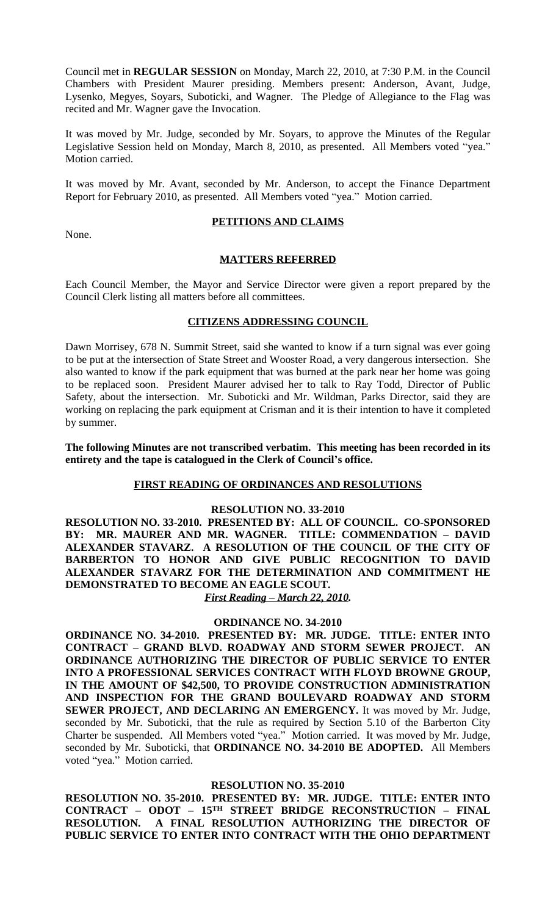Council met in **REGULAR SESSION** on Monday, March 22, 2010, at 7:30 P.M. in the Council Chambers with President Maurer presiding. Members present: Anderson, Avant, Judge, Lysenko, Megyes, Soyars, Suboticki, and Wagner. The Pledge of Allegiance to the Flag was recited and Mr. Wagner gave the Invocation.

It was moved by Mr. Judge, seconded by Mr. Soyars, to approve the Minutes of the Regular Legislative Session held on Monday, March 8, 2010, as presented. All Members voted "yea." Motion carried.

It was moved by Mr. Avant, seconded by Mr. Anderson, to accept the Finance Department Report for February 2010, as presented. All Members voted "yea." Motion carried.

## **PETITIONS AND CLAIMS**

None.

## **MATTERS REFERRED**

Each Council Member, the Mayor and Service Director were given a report prepared by the Council Clerk listing all matters before all committees.

## **CITIZENS ADDRESSING COUNCIL**

Dawn Morrisey, 678 N. Summit Street, said she wanted to know if a turn signal was ever going to be put at the intersection of State Street and Wooster Road, a very dangerous intersection. She also wanted to know if the park equipment that was burned at the park near her home was going to be replaced soon. President Maurer advised her to talk to Ray Todd, Director of Public Safety, about the intersection. Mr. Suboticki and Mr. Wildman, Parks Director, said they are working on replacing the park equipment at Crisman and it is their intention to have it completed by summer.

**The following Minutes are not transcribed verbatim. This meeting has been recorded in its entirety and the tape is catalogued in the Clerk of Council's office.**

## **FIRST READING OF ORDINANCES AND RESOLUTIONS**

### **RESOLUTION NO. 33-2010**

**RESOLUTION NO. 33-2010. PRESENTED BY: ALL OF COUNCIL. CO-SPONSORED BY: MR. MAURER AND MR. WAGNER. TITLE: COMMENDATION – DAVID ALEXANDER STAVARZ. A RESOLUTION OF THE COUNCIL OF THE CITY OF BARBERTON TO HONOR AND GIVE PUBLIC RECOGNITION TO DAVID ALEXANDER STAVARZ FOR THE DETERMINATION AND COMMITMENT HE DEMONSTRATED TO BECOME AN EAGLE SCOUT.**

***First Reading – March 22, 2010.***

### **ORDINANCE NO. 34-2010**

**ORDINANCE NO. 34-2010. PRESENTED BY: MR. JUDGE. TITLE: ENTER INTO CONTRACT – GRAND BLVD. ROADWAY AND STORM SEWER PROJECT. AN ORDINANCE AUTHORIZING THE DIRECTOR OF PUBLIC SERVICE TO ENTER INTO A PROFESSIONAL SERVICES CONTRACT WITH FLOYD BROWNE GROUP, IN THE AMOUNT OF $42,500, TO PROVIDE CONSTRUCTION ADMINISTRATION AND INSPECTION FOR THE GRAND BOULEVARD ROADWAY AND STORM SEWER PROJECT, AND DECLARING AN EMERGENCY.** It was moved by Mr. Judge, seconded by Mr. Suboticki, that the rule as required by Section 5.10 of the Barberton City Charter be suspended. All Members voted "yea." Motion carried. It was moved by Mr. Judge, seconded by Mr. Suboticki, that **ORDINANCE NO. 34-2010 BE ADOPTED.** All Members voted "yea." Motion carried.

### **RESOLUTION NO. 35-2010**

**RESOLUTION NO. 35-2010. PRESENTED BY: MR. JUDGE. TITLE: ENTER INTO CONTRACT – ODOT – 15TH STREET BRIDGE RECONSTRUCTION – FINAL RESOLUTION. A FINAL RESOLUTION AUTHORIZING THE DIRECTOR OF PUBLIC SERVICE TO ENTER INTO CONTRACT WITH THE OHIO DEPARTMENT**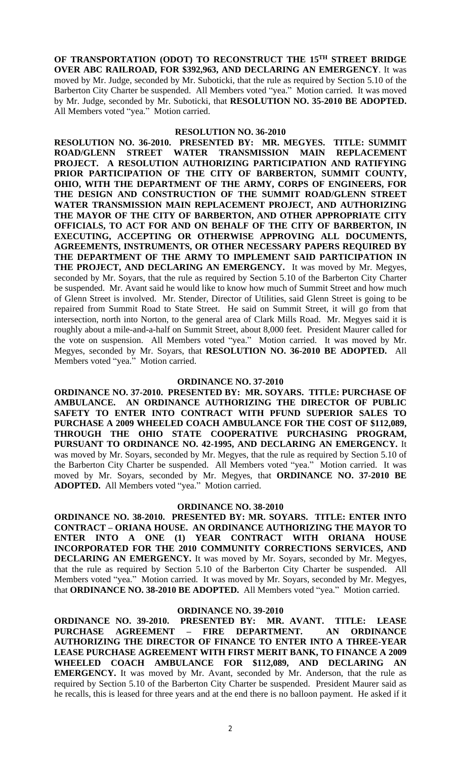**OF TRANSPORTATION (ODOT) TO RECONSTRUCT THE 15TH STREET BRIDGE OVER ABC RAILROAD, FOR $392,963, AND DECLARING AN EMERGENCY**. It was moved by Mr. Judge, seconded by Mr. Suboticki, that the rule as required by Section 5.10 of the Barberton City Charter be suspended. All Members voted "yea." Motion carried. It was moved by Mr. Judge, seconded by Mr. Suboticki, that **RESOLUTION NO. 35-2010 BE ADOPTED.** All Members voted "yea." Motion carried.

### RESOLUTION NO. 36-2010

**RESOLUTION NO. 36-2010. PRESENTED BY: MR. MEGYES. TITLE: SUMMIT ROAD/GLENN STREET WATER TRANSMISSION MAIN REPLACEMENT PROJECT. A RESOLUTION AUTHORIZING PARTICIPATION AND RATIFYING PRIOR PARTICIPATION OF THE CITY OF BARBERTON, SUMMIT COUNTY, OHIO, WITH THE DEPARTMENT OF THE ARMY, CORPS OF ENGINEERS, FOR THE DESIGN AND CONSTRUCTION OF THE SUMMIT ROAD/GLENN STREET WATER TRANSMISSION MAIN REPLACEMENT PROJECT, AND AUTHORIZING THE MAYOR OF THE CITY OF BARBERTON, AND OTHER APPROPRIATE CITY OFFICIALS, TO ACT FOR AND ON BEHALF OF THE CITY OF BARBERTON, IN EXECUTING, ACCEPTING OR OTHERWISE APPROVING ALL DOCUMENTS, AGREEMENTS, INSTRUMENTS, OR OTHER NECESSARY PAPERS REQUIRED BY THE DEPARTMENT OF THE ARMY TO IMPLEMENT SAID PARTICIPATION IN THE PROJECT, AND DECLARING AN EMERGENCY.** It was moved by Mr. Megyes, seconded by Mr. Soyars, that the rule as required by Section 5.10 of the Barberton City Charter be suspended. Mr. Avant said he would like to know how much of Summit Street and how much of Glenn Street is involved. Mr. Stender, Director of Utilities, said Glenn Street is going to be repaired from Summit Road to State Street. He said on Summit Street, it will go from that intersection, north into Norton, to the general area of Clark Mills Road. Mr. Megyes said it is roughly about a mile-and-a-half on Summit Street, about 8,000 feet. President Maurer called for the vote on suspension. All Members voted "yea." Motion carried. It was moved by Mr. Megyes, seconded by Mr. Soyars, that **RESOLUTION NO. 36-2010 BE ADOPTED.** All Members voted "yea." Motion carried.

### ORDINANCE NO. 37-2010

**ORDINANCE NO. 37-2010. PRESENTED BY: MR. SOYARS. TITLE: PURCHASE OF AMBULANCE. AN ORDINANCE AUTHORIZING THE DIRECTOR OF PUBLIC SAFETY TO ENTER INTO CONTRACT WITH PFUND SUPERIOR SALES TO PURCHASE A 2009 WHEELED COACH AMBULANCE FOR THE COST OF $112,089, THROUGH THE OHIO STATE COOPERATIVE PURCHASING PROGRAM, PURSUANT TO ORDINANCE NO. 42-1995, AND DECLARING AN EMERGENCY.** It was moved by Mr. Soyars, seconded by Mr. Megyes, that the rule as required by Section 5.10 of the Barberton City Charter be suspended. All Members voted "yea." Motion carried. It was moved by Mr. Soyars, seconded by Mr. Megyes, that **ORDINANCE NO. 37-2010 BE ADOPTED.** All Members voted "yea." Motion carried.

### ORDINANCE NO. 38-2010

**ORDINANCE NO. 38-2010. PRESENTED BY: MR. SOYARS. TITLE: ENTER INTO CONTRACT – ORIANA HOUSE. AN ORDINANCE AUTHORIZING THE MAYOR TO ENTER INTO A ONE (1) YEAR CONTRACT WITH ORIANA HOUSE INCORPORATED FOR THE 2010 COMMUNITY CORRECTIONS SERVICES, AND DECLARING AN EMERGENCY.** It was moved by Mr. Soyars, seconded by Mr. Megyes, that the rule as required by Section 5.10 of the Barberton City Charter be suspended. All Members voted "yea." Motion carried. It was moved by Mr. Soyars, seconded by Mr. Megyes, that **ORDINANCE NO. 38-2010 BE ADOPTED.** All Members voted "yea." Motion carried.

### ORDINANCE NO. 39-2010

**ORDINANCE NO. 39-2010. PRESENTED BY: MR. AVANT. TITLE: LEASE PURCHASE AGREEMENT – FIRE DEPARTMENT. AN ORDINANCE AUTHORIZING THE DIRECTOR OF FINANCE TO ENTER INTO A THREE-YEAR LEASE PURCHASE AGREEMENT WITH FIRST MERIT BANK, TO FINANCE A 2009 WHEELED COACH AMBULANCE FOR $112,089, AND DECLARING AN EMERGENCY.** It was moved by Mr. Avant, seconded by Mr. Anderson, that the rule as required by Section 5.10 of the Barberton City Charter be suspended. President Maurer said as he recalls, this is leased for three years and at the end there is no balloon payment. He asked if it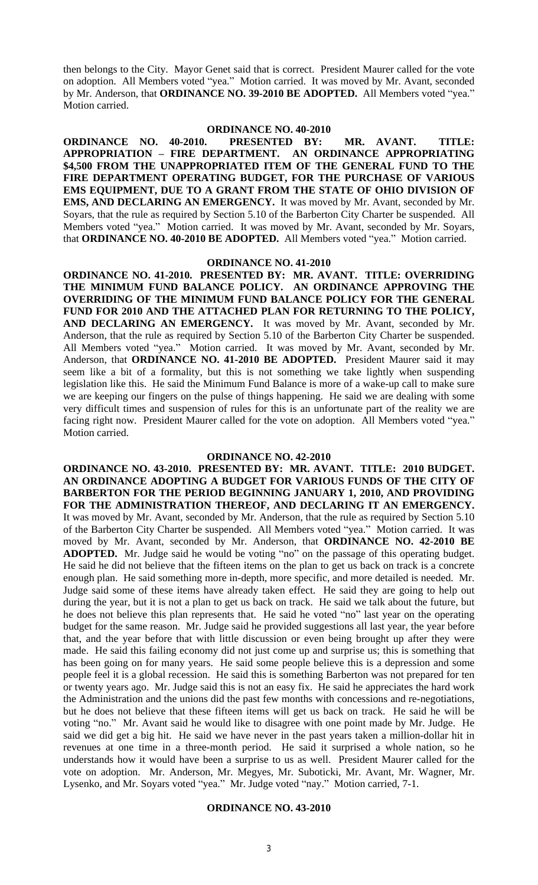then belongs to the City. Mayor Genet said that is correct. President Maurer called for the vote on adoption. All Members voted "yea." Motion carried. It was moved by Mr. Avant, seconded by Mr. Anderson, that **ORDINANCE NO. 39-2010 BE ADOPTED.** All Members voted "yea." Motion carried.

## ORDINANCE NO. 40-2010

**ORDINANCE NO. 40-2010. PRESENTED BY: MR. AVANT. TITLE: APPROPRIATION – FIRE DEPARTMENT. AN ORDINANCE APPROPRIATING $4,500 FROM THE UNAPPROPRIATED ITEM OF THE GENERAL FUND TO THE FIRE DEPARTMENT OPERATING BUDGET, FOR THE PURCHASE OF VARIOUS EMS EQUIPMENT, DUE TO A GRANT FROM THE STATE OF OHIO DIVISION OF EMS, AND DECLARING AN EMERGENCY.** It was moved by Mr. Avant, seconded by Mr. Soyars, that the rule as required by Section 5.10 of the Barberton City Charter be suspended. All Members voted "yea." Motion carried. It was moved by Mr. Avant, seconded by Mr. Soyars, that **ORDINANCE NO. 40-2010 BE ADOPTED.** All Members voted "yea." Motion carried.

## ORDINANCE NO. 41-2010

**ORDINANCE NO. 41-2010. PRESENTED BY: MR. AVANT. TITLE: OVERRIDING THE MINIMUM FUND BALANCE POLICY. AN ORDINANCE APPROVING THE OVERRIDING OF THE MINIMUM FUND BALANCE POLICY FOR THE GENERAL FUND FOR 2010 AND THE ATTACHED PLAN FOR RETURNING TO THE POLICY, AND DECLARING AN EMERGENCY.** It was moved by Mr. Avant, seconded by Mr. Anderson, that the rule as required by Section 5.10 of the Barberton City Charter be suspended. All Members voted "yea." Motion carried. It was moved by Mr. Avant, seconded by Mr. Anderson, that **ORDINANCE NO. 41-2010 BE ADOPTED.** President Maurer said it may seem like a bit of a formality, but this is not something we take lightly when suspending legislation like this. He said the Minimum Fund Balance is more of a wake-up call to make sure we are keeping our fingers on the pulse of things happening. He said we are dealing with some very difficult times and suspension of rules for this is an unfortunate part of the reality we are facing right now. President Maurer called for the vote on adoption. All Members voted "yea." Motion carried.

## ORDINANCE NO. 42-2010

**ORDINANCE NO. 43-2010. PRESENTED BY: MR. AVANT. TITLE: 2010 BUDGET. AN ORDINANCE ADOPTING A BUDGET FOR VARIOUS FUNDS OF THE CITY OF BARBERTON FOR THE PERIOD BEGINNING JANUARY 1, 2010, AND PROVIDING FOR THE ADMINISTRATION THEREOF, AND DECLARING IT AN EMERGENCY.** It was moved by Mr. Avant, seconded by Mr. Anderson, that the rule as required by Section 5.10 of the Barberton City Charter be suspended. All Members voted "yea." Motion carried. It was moved by Mr. Avant, seconded by Mr. Anderson, that **ORDINANCE NO. 42-2010 BE ADOPTED.** Mr. Judge said he would be voting "no" on the passage of this operating budget. He said he did not believe that the fifteen items on the plan to get us back on track is a concrete enough plan. He said something more in-depth, more specific, and more detailed is needed. Mr. Judge said some of these items have already taken effect. He said they are going to help out during the year, but it is not a plan to get us back on track. He said we talk about the future, but he does not believe this plan represents that. He said he voted "no" last year on the operating budget for the same reason. Mr. Judge said he provided suggestions all last year, the year before that, and the year before that with little discussion or even being brought up after they were made. He said this failing economy did not just come up and surprise us; this is something that has been going on for many years. He said some people believe this is a depression and some people feel it is a global recession. He said this is something Barberton was not prepared for ten or twenty years ago. Mr. Judge said this is not an easy fix. He said he appreciates the hard work the Administration and the unions did the past few months with concessions and re-negotiations, but he does not believe that these fifteen items will get us back on track. He said he will be voting "no." Mr. Avant said he would like to disagree with one point made by Mr. Judge. He said we did get a big hit. He said we have never in the past years taken a million-dollar hit in revenues at one time in a three-month period. He said it surprised a whole nation, so he understands how it would have been a surprise to us as well. President Maurer called for the vote on adoption. Mr. Anderson, Mr. Megyes, Mr. Suboticki, Mr. Avant, Mr. Wagner, Mr. Lysenko, and Mr. Soyars voted "yea." Mr. Judge voted "nay." Motion carried, 7-1.

## ORDINANCE NO. 43-2010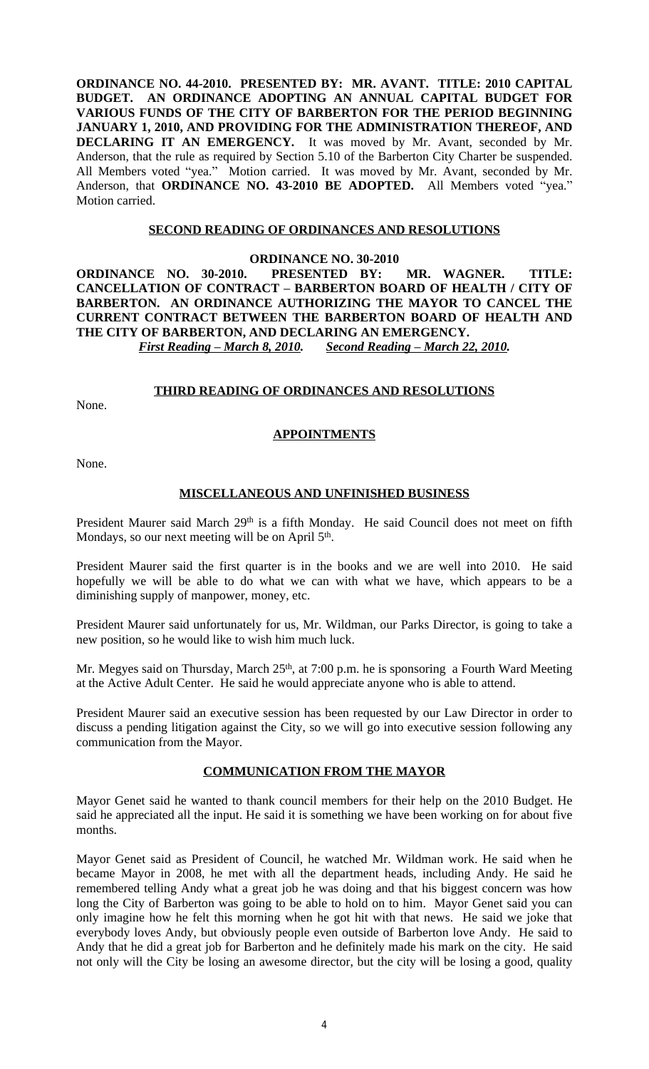**ORDINANCE NO. 44-2010. PRESENTED BY: MR. AVANT. TITLE: 2010 CAPITAL BUDGET. AN ORDINANCE ADOPTING AN ANNUAL CAPITAL BUDGET FOR VARIOUS FUNDS OF THE CITY OF BARBERTON FOR THE PERIOD BEGINNING JANUARY 1, 2010, AND PROVIDING FOR THE ADMINISTRATION THEREOF, AND DECLARING IT AN EMERGENCY.** It was moved by Mr. Avant, seconded by Mr. Anderson, that the rule as required by Section 5.10 of the Barberton City Charter be suspended. All Members voted "yea." Motion carried. It was moved by Mr. Avant, seconded by Mr. Anderson, that **ORDINANCE NO. 43-2010 BE ADOPTED.** All Members voted "yea." Motion carried.

## SECOND READING OF ORDINANCES AND RESOLUTIONS

**ORDINANCE NO. 30-2010**

**ORDINANCE NO. 30-2010. PRESENTED BY: MR. WAGNER. TITLE: CANCELLATION OF CONTRACT – BARBERTON BOARD OF HEALTH / CITY OF BARBERTON. AN ORDINANCE AUTHORIZING THE MAYOR TO CANCEL THE CURRENT CONTRACT BETWEEN THE BARBERTON BOARD OF HEALTH AND THE CITY OF BARBERTON, AND DECLARING AN EMERGENCY.**
***First Reading – March 8, 2010. Second Reading – March 22, 2010.***

## THIRD READING OF ORDINANCES AND RESOLUTIONS

None.

## APPOINTMENTS

None.

## MISCELLANEOUS AND UNFINISHED BUSINESS

President Maurer said March 29th is a fifth Monday. He said Council does not meet on fifth Mondays, so our next meeting will be on April 5th.

President Maurer said the first quarter is in the books and we are well into 2010. He said hopefully we will be able to do what we can with what we have, which appears to be a diminishing supply of manpower, money, etc.

President Maurer said unfortunately for us, Mr. Wildman, our Parks Director, is going to take a new position, so he would like to wish him much luck.

Mr. Megyes said on Thursday, March 25th, at 7:00 p.m. he is sponsoring a Fourth Ward Meeting at the Active Adult Center. He said he would appreciate anyone who is able to attend.

President Maurer said an executive session has been requested by our Law Director in order to discuss a pending litigation against the City, so we will go into executive session following any communication from the Mayor.

## COMMUNICATION FROM THE MAYOR

Mayor Genet said he wanted to thank council members for their help on the 2010 Budget. He said he appreciated all the input. He said it is something we have been working on for about five months.

Mayor Genet said as President of Council, he watched Mr. Wildman work. He said when he became Mayor in 2008, he met with all the department heads, including Andy. He said he remembered telling Andy what a great job he was doing and that his biggest concern was how long the City of Barberton was going to be able to hold on to him. Mayor Genet said you can only imagine how he felt this morning when he got hit with that news. He said we joke that everybody loves Andy, but obviously people even outside of Barberton love Andy. He said to Andy that he did a great job for Barberton and he definitely made his mark on the city. He said not only will the City be losing an awesome director, but the city will be losing a good, quality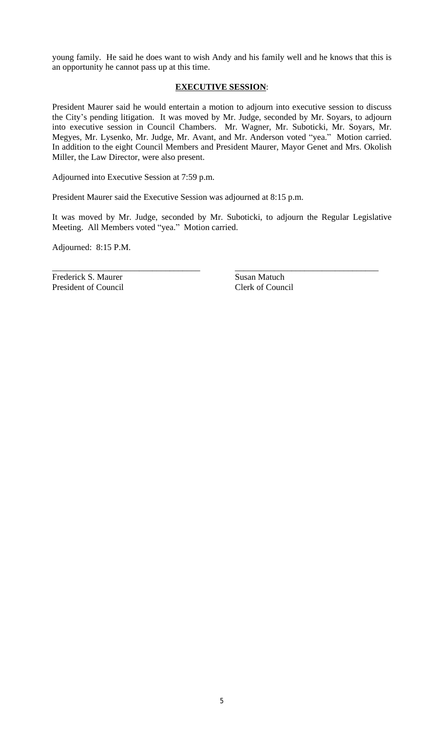young family. He said he does want to wish Andy and his family well and he knows that this is an opportunity he cannot pass up at this time.

**EXECUTIVE SESSION**:

President Maurer said he would entertain a motion to adjourn into executive session to discuss the City's pending litigation. It was moved by Mr. Judge, seconded by Mr. Soyars, to adjourn into executive session in Council Chambers. Mr. Wagner, Mr. Suboticki, Mr. Soyars, Mr. Megyes, Mr. Lysenko, Mr. Judge, Mr. Avant, and Mr. Anderson voted "yea." Motion carried. In addition to the eight Council Members and President Maurer, Mayor Genet and Mrs. Okolish Miller, the Law Director, were also present.

Adjourned into Executive Session at 7:59 p.m.

President Maurer said the Executive Session was adjourned at 8:15 p.m.

It was moved by Mr. Judge, seconded by Mr. Suboticki, to adjourn the Regular Legislative Meeting. All Members voted "yea." Motion carried.

Adjourned: 8:15 P.M.

\_\_\_\_\_\_\_\_\_\_\_\_\_\_\_\_\_\_\_\_\_\_\_\_\_\_\_\_\_\_\_\_\_\_ \_\_\_\_\_\_\_\_\_\_\_\_\_\_\_\_\_\_\_\_\_\_\_\_\_\_\_\_\_\_\_\_\_\_

Frederick S. Maurer
President of Council

Susan Matuch
Clerk of Council